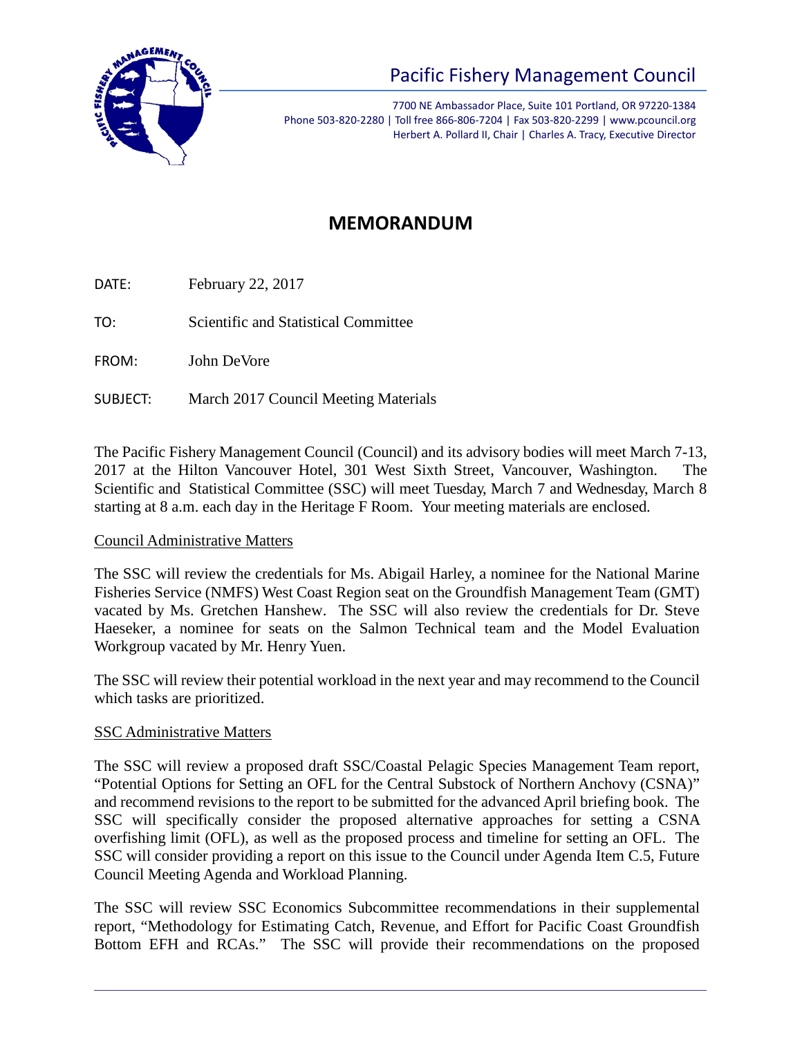# Pacific Fishery Management Council

7700 NE Ambassador Place, Suite 101 Portland, OR 97220-1384
Phone 503-820-2280 | Toll free 866-806-7204 | Fax 503-820-2299 | www.pcouncil.org
Herbert A. Pollard II, Chair | Charles A. Tracy, Executive Director

## MEMORANDUM

DATE: February 22, 2017

TO: Scientific and Statistical Committee

FROM: John DeVore

SUBJECT: March 2017 Council Meeting Materials

The Pacific Fishery Management Council (Council) and its advisory bodies will meet March 7-13, 2017 at the Hilton Vancouver Hotel, 301 West Sixth Street, Vancouver, Washington. The Scientific and Statistical Committee (SSC) will meet Tuesday, March 7 and Wednesday, March 8 starting at 8 a.m. each day in the Heritage F Room. Your meeting materials are enclosed.

### Council Administrative Matters

The SSC will review the credentials for Ms. Abigail Harley, a nominee for the National Marine Fisheries Service (NMFS) West Coast Region seat on the Groundfish Management Team (GMT) vacated by Ms. Gretchen Hanshew. The SSC will also review the credentials for Dr. Steve Haeseker, a nominee for seats on the Salmon Technical team and the Model Evaluation Workgroup vacated by Mr. Henry Yuen.

The SSC will review their potential workload in the next year and may recommend to the Council which tasks are prioritized.

### SSC Administrative Matters

The SSC will review a proposed draft SSC/Coastal Pelagic Species Management Team report, "Potential Options for Setting an OFL for the Central Substock of Northern Anchovy (CSNA)" and recommend revisions to the report to be submitted for the advanced April briefing book. The SSC will specifically consider the proposed alternative approaches for setting a CSNA overfishing limit (OFL), as well as the proposed process and timeline for setting an OFL. The SSC will consider providing a report on this issue to the Council under Agenda Item C.5, Future Council Meeting Agenda and Workload Planning.

The SSC will review SSC Economics Subcommittee recommendations in their supplemental report, "Methodology for Estimating Catch, Revenue, and Effort for Pacific Coast Groundfish Bottom EFH and RCAs." The SSC will provide their recommendations on the proposed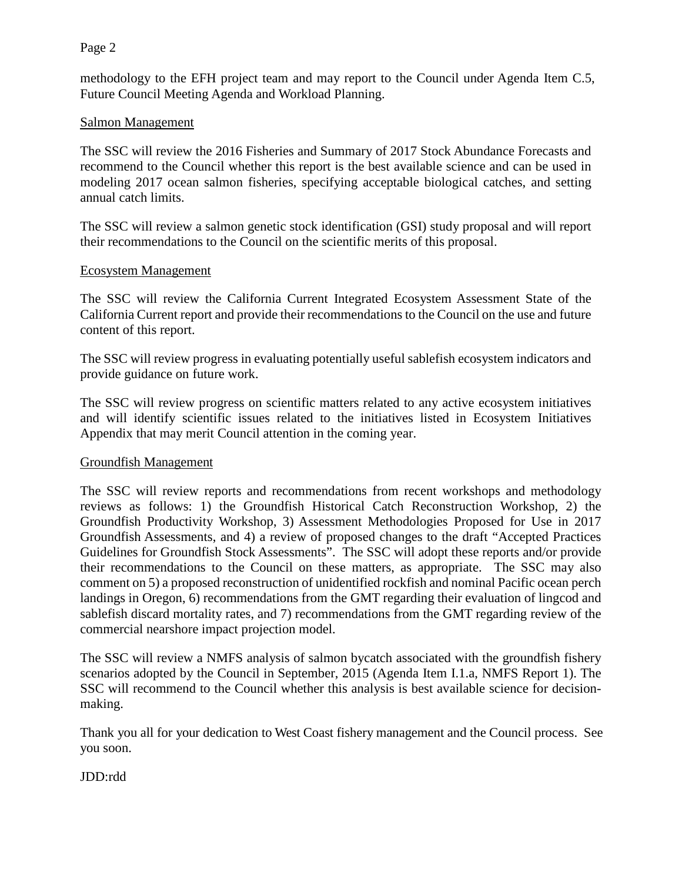methodology to the EFH project team and may report to the Council under Agenda Item C.5, Future Council Meeting Agenda and Workload Planning.

Salmon Management

The SSC will review the 2016 Fisheries and Summary of 2017 Stock Abundance Forecasts and recommend to the Council whether this report is the best available science and can be used in modeling 2017 ocean salmon fisheries, specifying acceptable biological catches, and setting annual catch limits.

The SSC will review a salmon genetic stock identification (GSI) study proposal and will report their recommendations to the Council on the scientific merits of this proposal.

Ecosystem Management

The SSC will review the California Current Integrated Ecosystem Assessment State of the California Current report and provide their recommendations to the Council on the use and future content of this report.

The SSC will review progress in evaluating potentially useful sablefish ecosystem indicators and provide guidance on future work.

The SSC will review progress on scientific matters related to any active ecosystem initiatives and will identify scientific issues related to the initiatives listed in Ecosystem Initiatives Appendix that may merit Council attention in the coming year.

Groundfish Management

The SSC will review reports and recommendations from recent workshops and methodology reviews as follows: 1) the Groundfish Historical Catch Reconstruction Workshop, 2) the Groundfish Productivity Workshop, 3) Assessment Methodologies Proposed for Use in 2017 Groundfish Assessments, and 4) a review of proposed changes to the draft "Accepted Practices Guidelines for Groundfish Stock Assessments". The SSC will adopt these reports and/or provide their recommendations to the Council on these matters, as appropriate. The SSC may also comment on 5) a proposed reconstruction of unidentified rockfish and nominal Pacific ocean perch landings in Oregon, 6) recommendations from the GMT regarding their evaluation of lingcod and sablefish discard mortality rates, and 7) recommendations from the GMT regarding review of the commercial nearshore impact projection model.

The SSC will review a NMFS analysis of salmon bycatch associated with the groundfish fishery scenarios adopted by the Council in September, 2015 (Agenda Item I.1.a, NMFS Report 1). The SSC will recommend to the Council whether this analysis is best available science for decision-making.

Thank you all for your dedication to West Coast fishery management and the Council process. See you soon.

JDD:rdd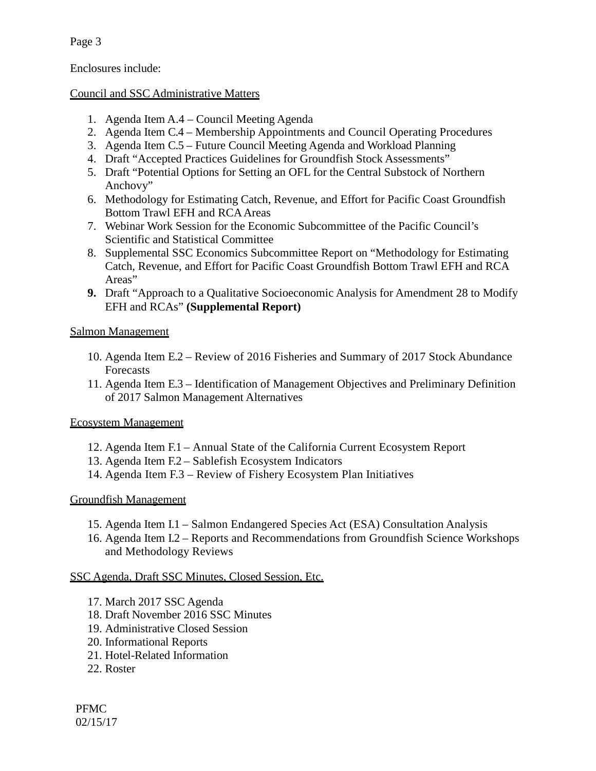Enclosures include:

Council and SSC Administrative Matters

1. Agenda Item A.4 – Council Meeting Agenda
2. Agenda Item C.4 – Membership Appointments and Council Operating Procedures
3. Agenda Item C.5 – Future Council Meeting Agenda and Workload Planning
4. Draft "Accepted Practices Guidelines for Groundfish Stock Assessments"
5. Draft "Potential Options for Setting an OFL for the Central Substock of Northern Anchovy"
6. Methodology for Estimating Catch, Revenue, and Effort for Pacific Coast Groundfish Bottom Trawl EFH and RCA Areas
7. Webinar Work Session for the Economic Subcommittee of the Pacific Council's Scientific and Statistical Committee
8. Supplemental SSC Economics Subcommittee Report on "Methodology for Estimating Catch, Revenue, and Effort for Pacific Coast Groundfish Bottom Trawl EFH and RCA Areas"
9. Draft "Approach to a Qualitative Socioeconomic Analysis for Amendment 28 to Modify EFH and RCAs" **(Supplemental Report)**

Salmon Management

10. Agenda Item E.2 – Review of 2016 Fisheries and Summary of 2017 Stock Abundance Forecasts
11. Agenda Item E.3 – Identification of Management Objectives and Preliminary Definition of 2017 Salmon Management Alternatives

Ecosystem Management

12. Agenda Item F.1 – Annual State of the California Current Ecosystem Report
13. Agenda Item F.2 – Sablefish Ecosystem Indicators
14. Agenda Item F.3 – Review of Fishery Ecosystem Plan Initiatives

Groundfish Management

15. Agenda Item I.1 – Salmon Endangered Species Act (ESA) Consultation Analysis
16. Agenda Item I.2 – Reports and Recommendations from Groundfish Science Workshops and Methodology Reviews

SSC Agenda, Draft SSC Minutes, Closed Session, Etc.

17. March 2017 SSC Agenda
18. Draft November 2016 SSC Minutes
19. Administrative Closed Session
20. Informational Reports
21. Hotel-Related Information
22. Roster

PFMC
02/15/17